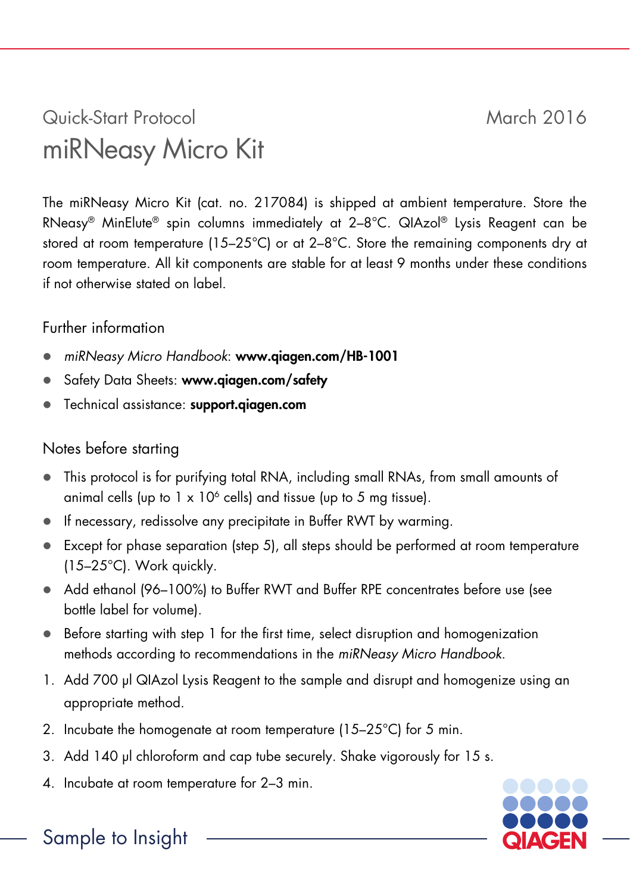Quick-Start Protocol

March 2016

# miRNeasy Micro Kit

The miRNeasy Micro Kit (cat. no. 217084) is shipped at ambient temperature. Store the RNeasy® MinElute® spin columns immediately at 2–8°C. QIAzol® Lysis Reagent can be stored at room temperature (15–25°C) or at 2–8°C. Store the remaining components dry at room temperature. All kit components are stable for at least 9 months under these conditions if not otherwise stated on label.

## Further information

- *miRNeasy Micro Handbook*: **www.qiagen.com/HB-1001**
- Safety Data Sheets: **www.qiagen.com/safety**
- Technical assistance: **support.qiagen.com**

## Notes before starting

- This protocol is for purifying total RNA, including small RNAs, from small amounts of animal cells (up to 1 x $10^6$ cells) and tissue (up to 5 mg tissue).
- If necessary, redissolve any precipitate in Buffer RWT by warming.
- Except for phase separation (step 5), all steps should be performed at room temperature (15–25°C). Work quickly.
- Add ethanol (96–100%) to Buffer RWT and Buffer RPE concentrates before use (see bottle label for volume).
- Before starting with step 1 for the first time, select disruption and homogenization methods according to recommendations in the *miRNeasy Micro Handbook*.

1. Add 700 µl QIAzol Lysis Reagent to the sample and disrupt and homogenize using an appropriate method.
2. Incubate the homogenate at room temperature (15–25°C) for 5 min.
3. Add 140 µl chloroform and cap tube securely. Shake vigorously for 15 s.
4. Incubate at room temperature for 2–3 min.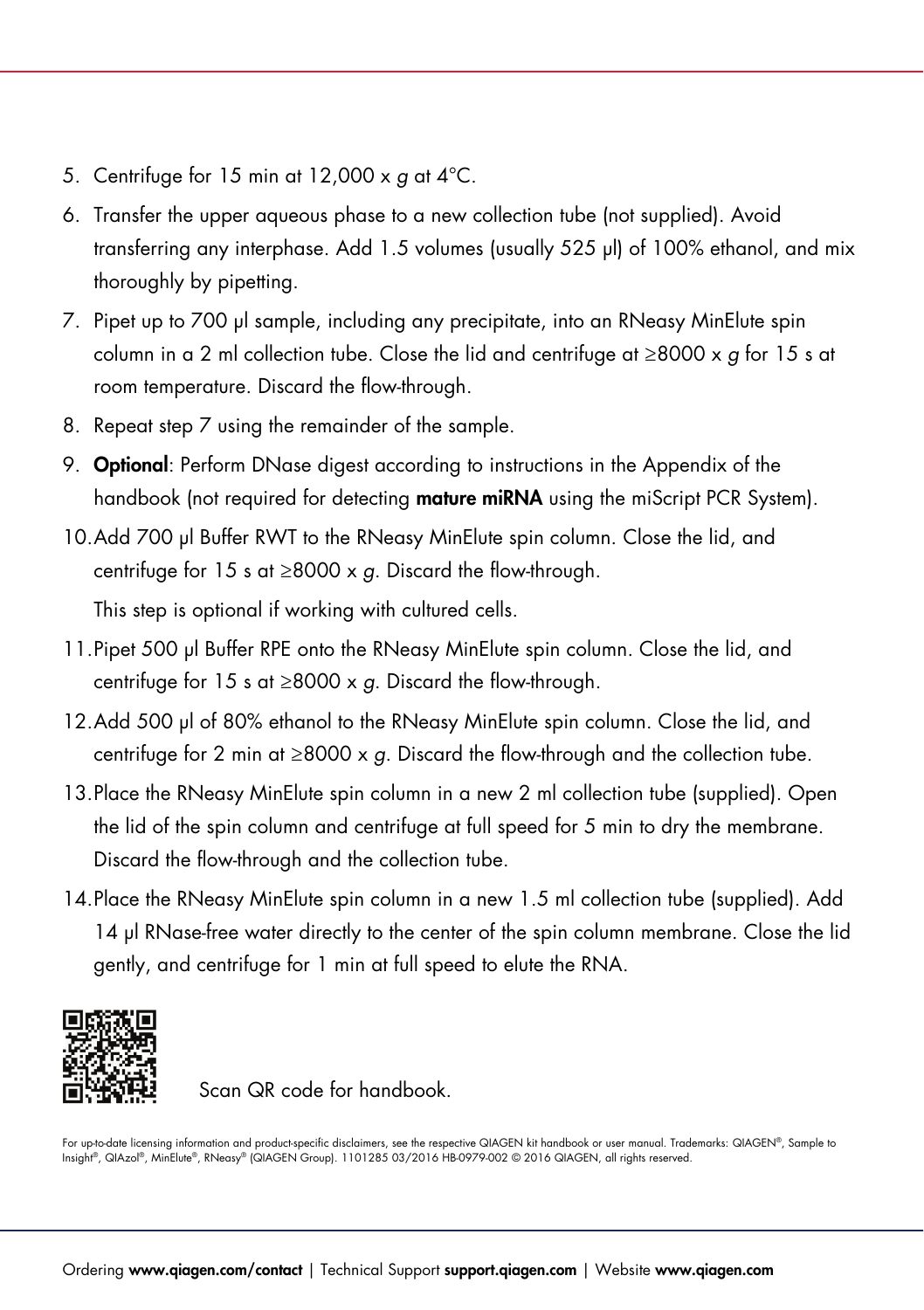5. Centrifuge for 15 min at 12,000 x *g* at 4°C.
6. Transfer the upper aqueous phase to a new collection tube (not supplied). Avoid transferring any interphase. Add 1.5 volumes (usually 525 µl) of 100% ethanol, and mix thoroughly by pipetting.
7. Pipet up to 700 µl sample, including any precipitate, into an RNeasy MinElute spin column in a 2 ml collection tube. Close the lid and centrifuge at ≥8000 x *g* for 15 s at room temperature. Discard the flow-through.
8. Repeat step 7 using the remainder of the sample.
9. **Optional**: Perform DNase digest according to instructions in the Appendix of the handbook (not required for detecting **mature miRNA** using the miScript PCR System).
10. Add 700 µl Buffer RWT to the RNeasy MinElute spin column. Close the lid, and centrifuge for 15 s at ≥8000 x *g*. Discard the flow-through.

    This step is optional if working with cultured cells.
11. Pipet 500 µl Buffer RPE onto the RNeasy MinElute spin column. Close the lid, and centrifuge for 15 s at ≥8000 x *g*. Discard the flow-through.
12. Add 500 µl of 80% ethanol to the RNeasy MinElute spin column. Close the lid, and centrifuge for 2 min at ≥8000 x *g*. Discard the flow-through and the collection tube.
13. Place the RNeasy MinElute spin column in a new 2 ml collection tube (supplied). Open the lid of the spin column and centrifuge at full speed for 5 min to dry the membrane. Discard the flow-through and the collection tube.
14. Place the RNeasy MinElute spin column in a new 1.5 ml collection tube (supplied). Add 14 µl RNase-free water directly to the center of the spin column membrane. Close the lid gently, and centrifuge for 1 min at full speed to elute the RNA.

Scan QR code for handbook.

For up-to-date licensing information and product-specific disclaimers, see the respective QIAGEN kit handbook or user manual. Trademarks: QIAGEN®, Sample to Insight®, QIAzol®, MinElute®, RNeasy® (QIAGEN Group). 1101285 03/2016 HB-0979-002 © 2016 QIAGEN, all rights reserved.

Ordering **www.qiagen.com/contact** | Technical Support **support.qiagen.com** | Website **www.qiagen.com**